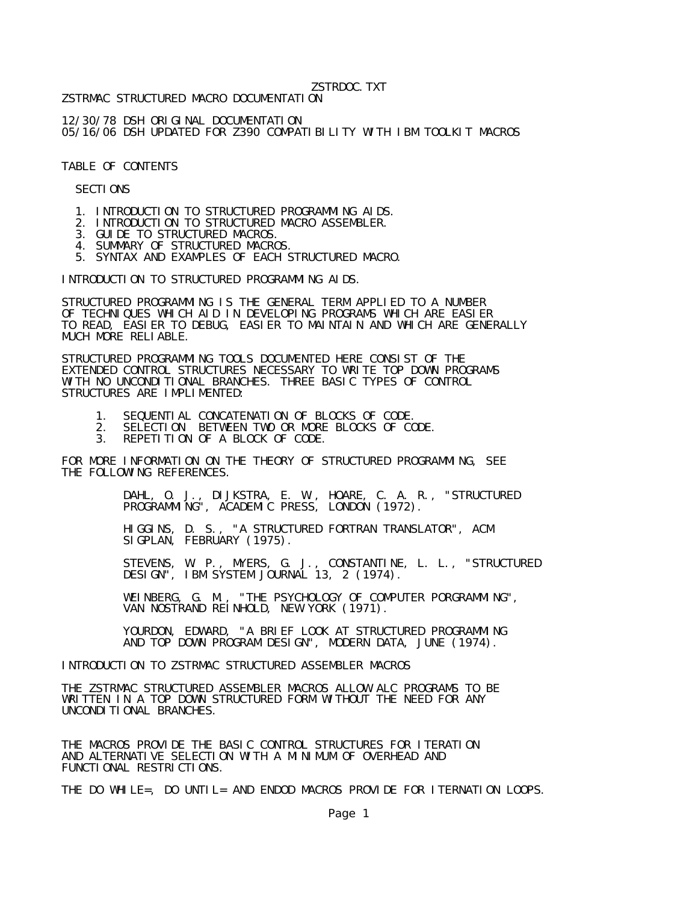# ZSTRDOC.TXT

ZSTRMAC STRUCTURED MACRO DOCUMENTATION

12/30/78 DSH ORIGINAL DOCUMENTATION
05/16/06 DSH UPDATED FOR Z390 COMPATIBILITY WITH IBM TOOLKIT MACROS

## TABLE OF CONTENTS

SECTIONS

1. INTRODUCTION TO STRUCTURED PROGRAMMING AIDS.
2. INTRODUCTION TO STRUCTURED MACRO ASSEMBLER.
3. GUIDE TO STRUCTURED MACROS.
4. SUMMARY OF STRUCTURED MACROS.
5. SYNTAX AND EXAMPLES OF EACH STRUCTURED MACRO.

## INTRODUCTION TO STRUCTURED PROGRAMMING AIDS.

STRUCTURED PROGRAMMING IS THE GENERAL TERM APPLIED TO A NUMBER OF TECHNIQUES WHICH AID IN DEVELOPING PROGRAMS WHICH ARE EASIER TO READ, EASIER TO DEBUG, EASIER TO MAINTAIN AND WHICH ARE GENERALLY MUCH MORE RELIABLE.

STRUCTURED PROGRAMMING TOOLS DOCUMENTED HERE CONSIST OF THE EXTENDED CONTROL STRUCTURES NECESSARY TO WRITE TOP DOWN PROGRAMS WITH NO UNCONDITIONAL BRANCHES. THREE BASIC TYPES OF CONTROL STRUCTURES ARE IMPLIMENTED:

1. SEQUENTIAL CONCATENATION OF BLOCKS OF CODE.
2. SELECTION BETWEEN TWO OR MORE BLOCKS OF CODE.
3. REPETITION OF A BLOCK OF CODE.

FOR MORE INFORMATION ON THE THEORY OF STRUCTURED PROGRAMMING, SEE THE FOLLOWING REFERENCES.

DAHL, O. J., DIJKSTRA, E. W., HOARE, C. A. R., "STRUCTURED PROGRAMMING", ACADEMIC PRESS, LONDON (1972).

HIGGINS, D. S., "A STRUCTURED FORTRAN TRANSLATOR", ACM SIGPLAN, FEBRUARY (1975).

STEVENS, W. P., MYERS, G. J., CONSTANTINE, L. L., "STRUCTURED DESIGN", IBM SYSTEM JOURNAL 13, 2 (1974).

WEINBERG, G. M., "THE PSYCHOLOGY OF COMPUTER PORGRAMMING", VAN NOSTRAND REINHOLD, NEW YORK (1971).

YOURDON, EDWARD, "A BRIEF LOOK AT STRUCTURED PROGRAMMING AND TOP DOWN PROGRAM DESIGN", MODERN DATA, JUNE (1974).

## INTRODUCTION TO ZSTRMAC STRUCTURED ASSEMBLER MACROS

THE ZSTRMAC STRUCTURED ASSEMBLER MACROS ALLOW ALC PROGRAMS TO BE WRITTEN IN A TOP DOWN STRUCTURED FORM WITHOUT THE NEED FOR ANY UNCONDITIONAL BRANCHES.

THE MACROS PROVIDE THE BASIC CONTROL STRUCTURES FOR ITERATION AND ALTERNATIVE SELECTION WITH A MINIMUM OF OVERHEAD AND FUNCTIONAL RESTRICTIONS.

THE DO WHILE=, DO UNTIL= AND ENDOD MACROS PROVIDE FOR ITERNATION LOOPS.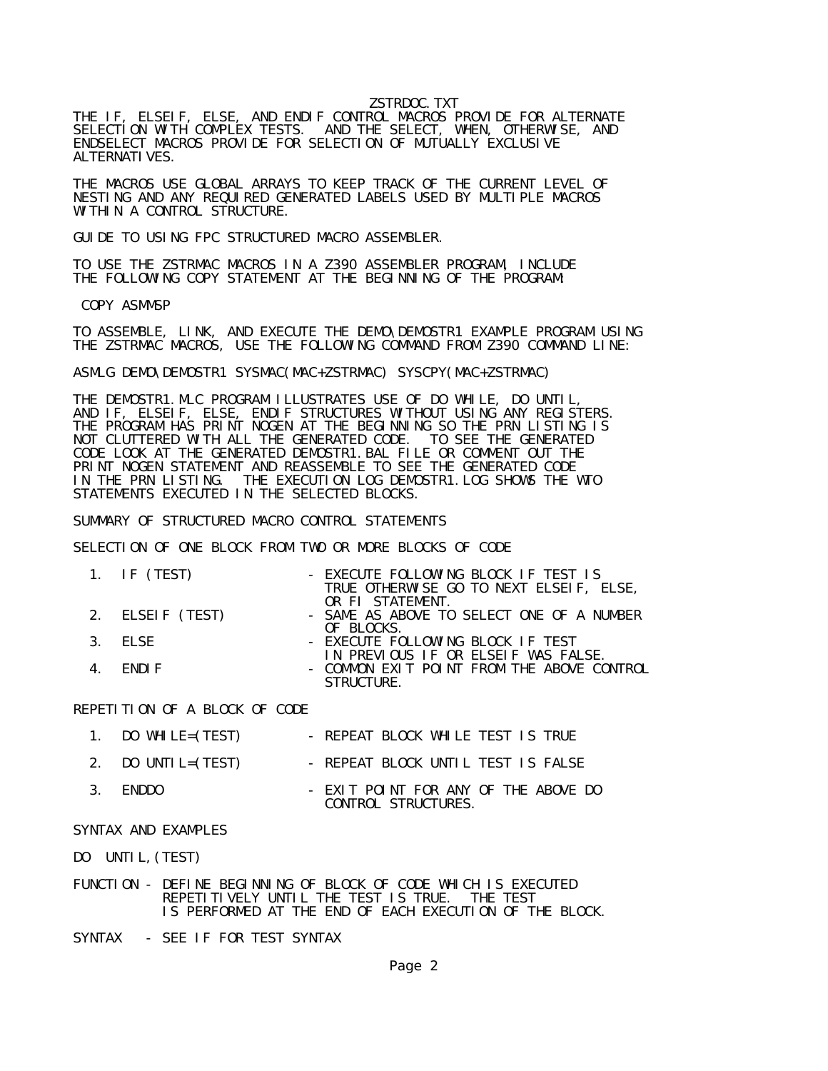THE IF, ELSEIF, ELSE, AND ENDIF CONTROL MACROS PROVIDE FOR ALTERNATE SELECTION WITH COMPLEX TESTS. AND THE SELECT, WHEN, OTHERWISE, AND ENDSELECT MACROS PROVIDE FOR SELECTION OF MUTUALLY EXCLUSIVE ALTERNATIVES.

THE MACROS USE GLOBAL ARRAYS TO KEEP TRACK OF THE CURRENT LEVEL OF NESTING AND ANY REQUIRED GENERATED LABELS USED BY MULTIPLE MACROS WITHIN A CONTROL STRUCTURE.

GUIDE TO USING FPC STRUCTURED MACRO ASSEMBLER.

TO USE THE ZSTRMAC MACROS IN A Z390 ASSEMBLER PROGRAM, INCLUDE THE FOLLOWING COPY STATEMENT AT THE BEGINNING OF THE PROGRAM:

```
 COPY ASMMSP
```

TO ASSEMBLE, LINK, AND EXECUTE THE DEMO\DEMOSTR1 EXAMPLE PROGRAM USING THE ZSTRMAC MACROS, USE THE FOLLOWING COMMAND FROM Z390 COMMAND LINE:

```
ASMLG DEMO\DEMOSTR1 SYSMAC(MAC+ZSTRMAC) SYSCPY(MAC+ZSTRMAC)
```

THE DEMOSTR1.MLC PROGRAM ILLUSTRATES USE OF DO WHILE, DO UNTIL, AND IF, ELSEIF, ELSE, ENDIF STRUCTURES WITHOUT USING ANY REGISTERS. THE PROGRAM HAS PRINT NOGEN AT THE BEGINNING SO THE PRN LISTING IS NOT CLUTTERED WITH ALL THE GENERATED CODE. TO SEE THE GENERATED CODE LOOK AT THE GENERATED DEMOSTR1.BAL FILE OR COMMENT OUT THE PRINT NOGEN STATEMENT AND REASSEMBLE TO SEE THE GENERATED CODE IN THE PRN LISTING. THE EXECUTION LOG DEMOSTR1.LOG SHOWS THE WTO STATEMENTS EXECUTED IN THE SELECTED BLOCKS.

SUMMARY OF STRUCTURED MACRO CONTROL STATEMENTS

SELECTION OF ONE BLOCK FROM TWO OR MORE BLOCKS OF CODE

```
   1.  IF (TEST)              - EXECUTE FOLLOWING BLOCK IF TEST IS
                                TRUE OTHERWISE GO TO NEXT ELSEIF, ELSE,
                                OR FI STATEMENT.
   2.  ELSEIF (TEST)          - SAME AS ABOVE TO SELECT ONE OF A NUMBER
                                OF BLOCKS.
   3.  ELSE                   - EXECUTE FOLLOWING BLOCK IF TEST
                                IN PREVIOUS IF OR ELSEIF WAS FALSE.
   4.  ENDIF                  - COMMON EXIT POINT FROM THE ABOVE CONTROL
                                STRUCTURE.
```

REPETITION OF A BLOCK OF CODE

```
   1.  DO WHILE=(TEST)        - REPEAT BLOCK WHILE TEST IS TRUE

   2.  DO UNTIL=(TEST)        - REPEAT BLOCK UNTIL TEST IS FALSE

   3.  ENDDO                  - EXIT POINT FOR ANY OF THE ABOVE DO
                                CONTROL STRUCTURES.
```

SYNTAX AND EXAMPLES

DO  UNTIL,(TEST)

```
FUNCTION - DEFINE BEGINNING OF BLOCK OF CODE WHICH IS EXECUTED
           REPETITIVELY UNTIL THE TEST IS TRUE.  THE TEST
           IS PERFORMED AT THE END OF EACH EXECUTION OF THE BLOCK.

SYNTAX   - SEE IF FOR TEST SYNTAX
```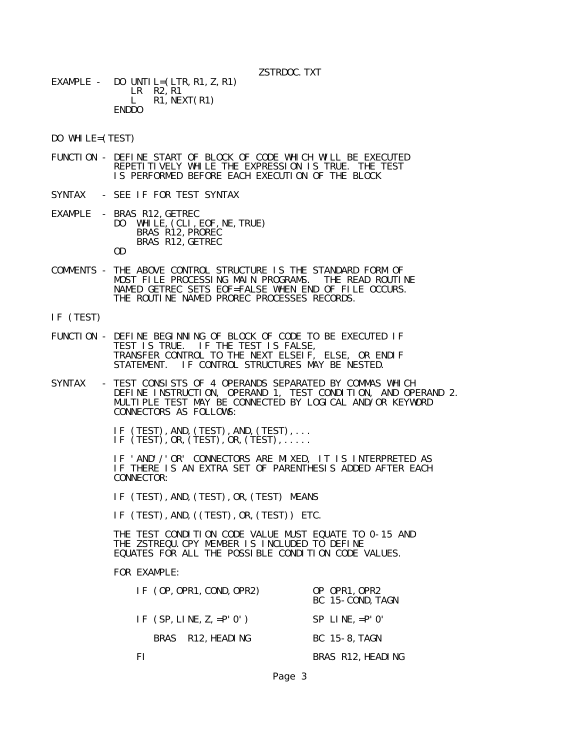```
EXAMPLE -  DO UNTIL=(LTR,R1,Z,R1)
              LR  R2,R1
              L   R1,NEXT(R1)
           ENDDO


DO WHILE=(TEST)

FUNCTION - DEFINE START OF BLOCK OF CODE WHICH WILL BE EXECUTED
           REPETITIVELY WHILE THE EXPRESSION IS TRUE. THE TEST
           IS PERFORMED BEFORE EACH EXECUTION OF THE BLOCK

SYNTAX   - SEE IF FOR TEST SYNTAX

EXAMPLE  - BRAS R12,GETREC
           DO  WHILE,(CLI,EOF,NE,TRUE)
               BRAS R12,PROREC
               BRAS R12,GETREC
           OD

COMMENTS - THE ABOVE CONTROL STRUCTURE IS THE STANDARD FORM OF
           MOST FILE PROCESSING MAIN PROGRAMS.  THE READ ROUTINE
           NAMED GETREC SETS EOF=FALSE WHEN END OF FILE OCCURS.
           THE ROUTINE NAMED PROREC PROCESSES RECORDS.

IF (TEST)

FUNCTION - DEFINE BEGINNING OF BLOCK OF CODE TO BE EXECUTED IF
           TEST IS TRUE.  IF THE TEST IS FALSE,
           TRANSFER CONTROL TO THE NEXT ELSEIF, ELSE, OR ENDIF
           STATEMENT.  IF CONTROL STRUCTURES MAY BE NESTED.

SYNTAX   - TEST CONSISTS OF 4 OPERANDS SEPARATED BY COMMAS WHICH
           DEFINE INSTRUCTION, OPERAND 1, TEST CONDITION, AND OPERAND 2.
           MULTIPLE TEST MAY BE CONNECTED BY LOGICAL AND/OR KEYWORD
           CONNECTORS AS FOLLOWS:

           IF (TEST),AND,(TEST),AND,(TEST),...
           IF (TEST),OR,(TEST),OR,(TEST),.....

           IF 'AND'/'OR' CONNECTORS ARE MIXED, IT IS INTERPRETED AS
           IF THERE IS AN EXTRA SET OF PARENTHESIS ADDED AFTER EACH
           CONNECTOR:

           IF (TEST),AND,(TEST),OR,(TEST) MEANS

           IF (TEST),AND,((TEST),OR,(TEST)) ETC.

           THE TEST CONDITION CODE VALUE MUST EQUATE TO 0-15 AND
           THE ZSTREQU.CPY MEMBER IS INCLUDED TO DEFINE
           EQUATES FOR ALL THE POSSIBLE CONDITION CODE VALUES.

           FOR EXAMPLE:

               IF (OP,OPR1,COND,OPR2)          OP OPR1,OPR2
                                               BC 15-COND,TAGN

               IF (SP,LINE,Z,=P'0')            SP LINE,=P'0'

                  BRAS  R12,HEADING            BC 15-8,TAGN

               FI                              BRAS R12,HEADING
```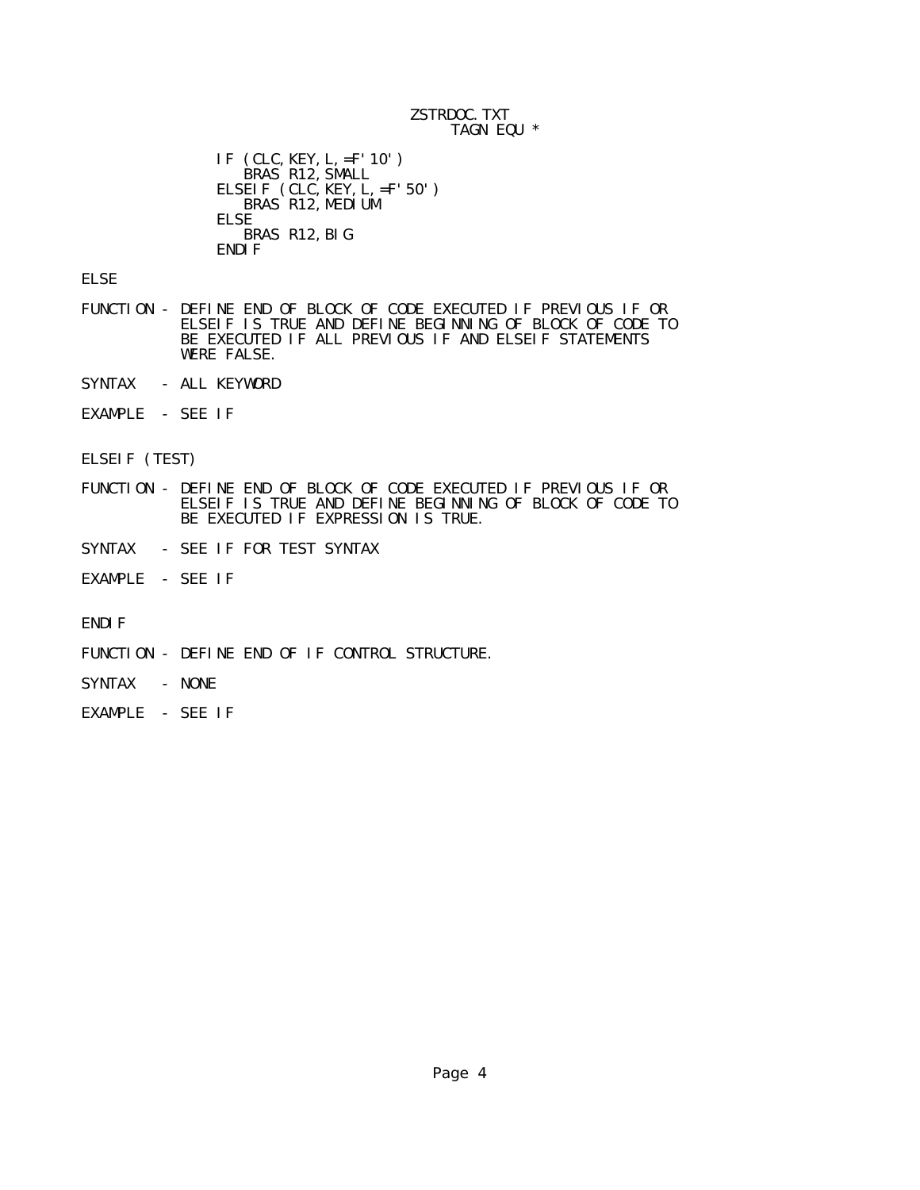```
TAGN EQU *

IF (CLC,KEY,L,=F'10')
   BRAS R12,SMALL
ELSEIF (CLC,KEY,L,=F'50')
   BRAS R12,MEDIUM
ELSE
   BRAS R12,BIG
ENDIF
```

ELSE

FUNCTION - DEFINE END OF BLOCK OF CODE EXECUTED IF PREVIOUS IF OR ELSEIF IS TRUE AND DEFINE BEGINNING OF BLOCK OF CODE TO BE EXECUTED IF ALL PREVIOUS IF AND ELSEIF STATEMENTS WERE FALSE.

SYNTAX - ALL KEYWORD

EXAMPLE - SEE IF

ELSEIF (TEST)

FUNCTION - DEFINE END OF BLOCK OF CODE EXECUTED IF PREVIOUS IF OR ELSEIF IS TRUE AND DEFINE BEGINNING OF BLOCK OF CODE TO BE EXECUTED IF EXPRESSION IS TRUE.

SYNTAX - SEE IF FOR TEST SYNTAX

EXAMPLE - SEE IF

ENDIF

FUNCTION - DEFINE END OF IF CONTROL STRUCTURE.

SYNTAX - NONE

EXAMPLE - SEE IF